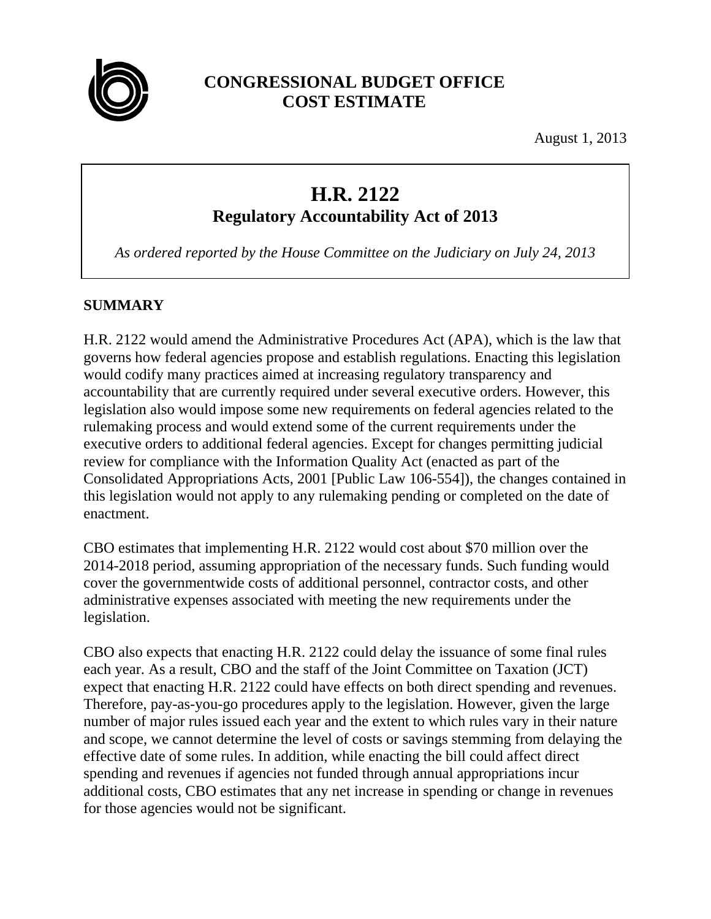# CONGRESSIONAL BUDGET OFFICE
# COST ESTIMATE

August 1, 2013

## H.R. 2122
## Regulatory Accountability Act of 2013

*As ordered reported by the House Committee on the Judiciary on July 24, 2013*

### SUMMARY

H.R. 2122 would amend the Administrative Procedures Act (APA), which is the law that governs how federal agencies propose and establish regulations. Enacting this legislation would codify many practices aimed at increasing regulatory transparency and accountability that are currently required under several executive orders. However, this legislation also would impose some new requirements on federal agencies related to the rulemaking process and would extend some of the current requirements under the executive orders to additional federal agencies. Except for changes permitting judicial review for compliance with the Information Quality Act (enacted as part of the Consolidated Appropriations Acts, 2001 [Public Law 106-554]), the changes contained in this legislation would not apply to any rulemaking pending or completed on the date of enactment.

CBO estimates that implementing H.R. 2122 would cost about $70 million over the 2014-2018 period, assuming appropriation of the necessary funds. Such funding would cover the governmentwide costs of additional personnel, contractor costs, and other administrative expenses associated with meeting the new requirements under the legislation.

CBO also expects that enacting H.R. 2122 could delay the issuance of some final rules each year. As a result, CBO and the staff of the Joint Committee on Taxation (JCT) expect that enacting H.R. 2122 could have effects on both direct spending and revenues. Therefore, pay-as-you-go procedures apply to the legislation. However, given the large number of major rules issued each year and the extent to which rules vary in their nature and scope, we cannot determine the level of costs or savings stemming from delaying the effective date of some rules. In addition, while enacting the bill could affect direct spending and revenues if agencies not funded through annual appropriations incur additional costs, CBO estimates that any net increase in spending or change in revenues for those agencies would not be significant.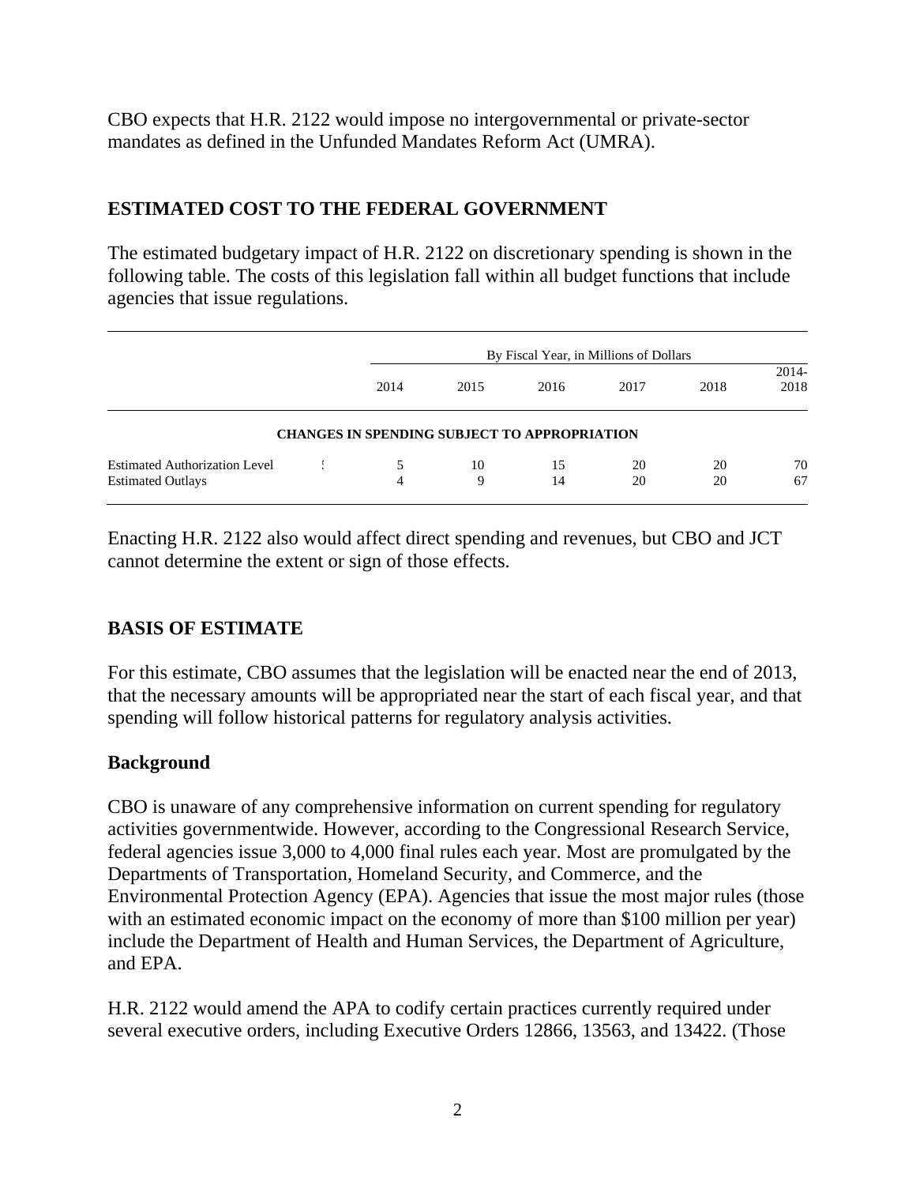CBO expects that H.R. 2122 would impose no intergovernmental or private-sector mandates as defined in the Unfunded Mandates Reform Act (UMRA).

## ESTIMATED COST TO THE FEDERAL GOVERNMENT

The estimated budgetary impact of H.R. 2122 on discretionary spending is shown in the following table. The costs of this legislation fall within all budget functions that include agencies that issue regulations.

| | By Fiscal Year, in Millions of Dollars | | | | | |
|---|---|---|---|---|---|---|
| | 2014 | 2015 | 2016 | 2017 | 2018 | 2014-2018 |
| **CHANGES IN SPENDING SUBJECT TO APPROPRIATION** | | | | | | |
| Estimated Authorization Level | 5 | 10 | 15 | 20 | 20 | 70 |
| Estimated Outlays | 4 | 9 | 14 | 20 | 20 | 67 |

Enacting H.R. 2122 also would affect direct spending and revenues, but CBO and JCT cannot determine the extent or sign of those effects.

## BASIS OF ESTIMATE

For this estimate, CBO assumes that the legislation will be enacted near the end of 2013, that the necessary amounts will be appropriated near the start of each fiscal year, and that spending will follow historical patterns for regulatory analysis activities.

### Background

CBO is unaware of any comprehensive information on current spending for regulatory activities governmentwide. However, according to the Congressional Research Service, federal agencies issue 3,000 to 4,000 final rules each year. Most are promulgated by the Departments of Transportation, Homeland Security, and Commerce, and the Environmental Protection Agency (EPA). Agencies that issue the most major rules (those with an estimated economic impact on the economy of more than $100 million per year) include the Department of Health and Human Services, the Department of Agriculture, and EPA.

H.R. 2122 would amend the APA to codify certain practices currently required under several executive orders, including Executive Orders 12866, 13563, and 13422. (Those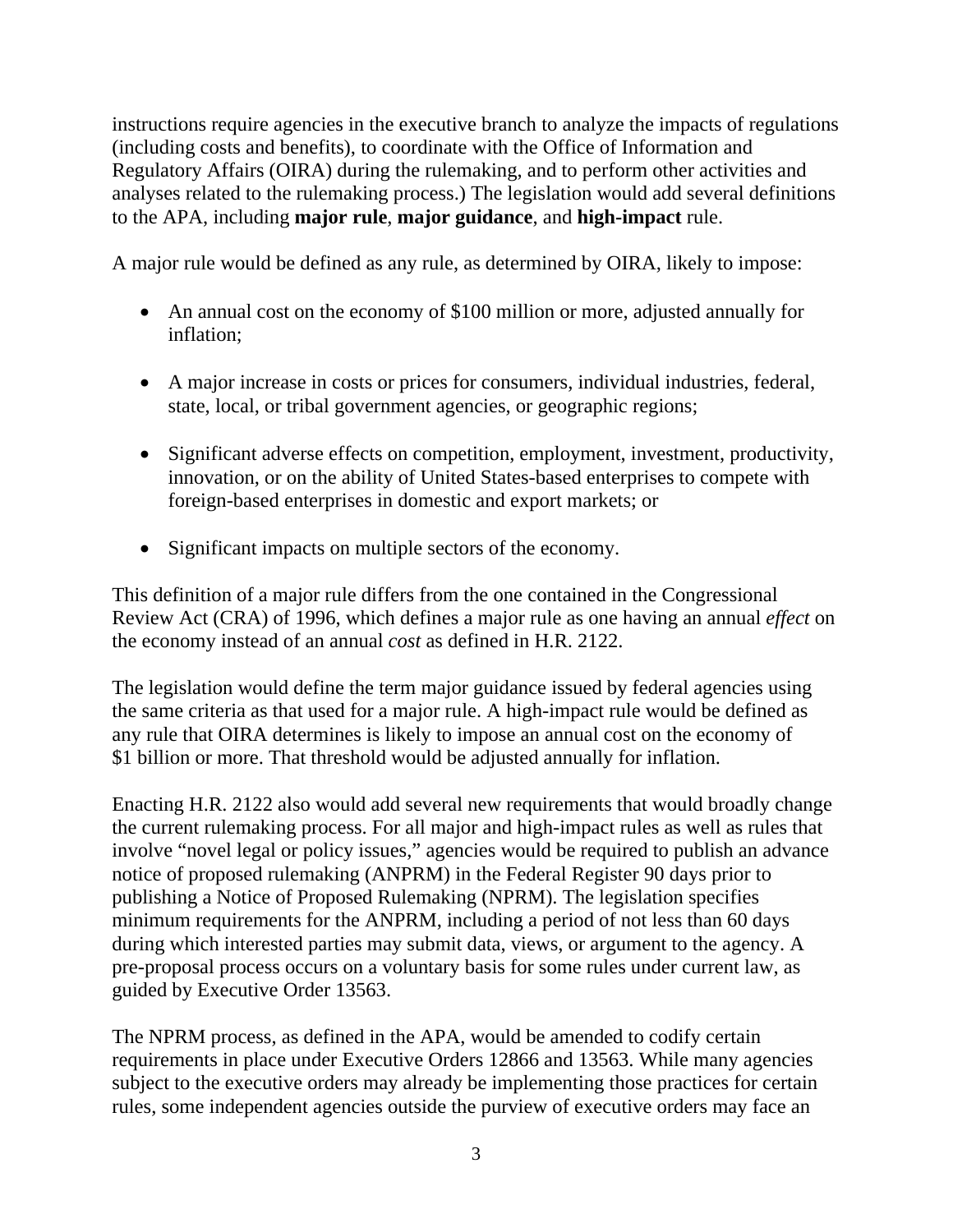instructions require agencies in the executive branch to analyze the impacts of regulations (including costs and benefits), to coordinate with the Office of Information and Regulatory Affairs (OIRA) during the rulemaking, and to perform other activities and analyses related to the rulemaking process.) The legislation would add several definitions to the APA, including **major rule**, **major guidance**, and **high-impact** rule.

A major rule would be defined as any rule, as determined by OIRA, likely to impose:

- An annual cost on the economy of $100 million or more, adjusted annually for inflation;
- A major increase in costs or prices for consumers, individual industries, federal, state, local, or tribal government agencies, or geographic regions;
- Significant adverse effects on competition, employment, investment, productivity, innovation, or on the ability of United States-based enterprises to compete with foreign-based enterprises in domestic and export markets; or
- Significant impacts on multiple sectors of the economy.

This definition of a major rule differs from the one contained in the Congressional Review Act (CRA) of 1996, which defines a major rule as one having an annual *effect* on the economy instead of an annual *cost* as defined in H.R. 2122.

The legislation would define the term major guidance issued by federal agencies using the same criteria as that used for a major rule. A high-impact rule would be defined as any rule that OIRA determines is likely to impose an annual cost on the economy of $1 billion or more. That threshold would be adjusted annually for inflation.

Enacting H.R. 2122 also would add several new requirements that would broadly change the current rulemaking process. For all major and high-impact rules as well as rules that involve "novel legal or policy issues," agencies would be required to publish an advance notice of proposed rulemaking (ANPRM) in the Federal Register 90 days prior to publishing a Notice of Proposed Rulemaking (NPRM). The legislation specifies minimum requirements for the ANPRM, including a period of not less than 60 days during which interested parties may submit data, views, or argument to the agency. A pre-proposal process occurs on a voluntary basis for some rules under current law, as guided by Executive Order 13563.

The NPRM process, as defined in the APA, would be amended to codify certain requirements in place under Executive Orders 12866 and 13563. While many agencies subject to the executive orders may already be implementing those practices for certain rules, some independent agencies outside the purview of executive orders may face an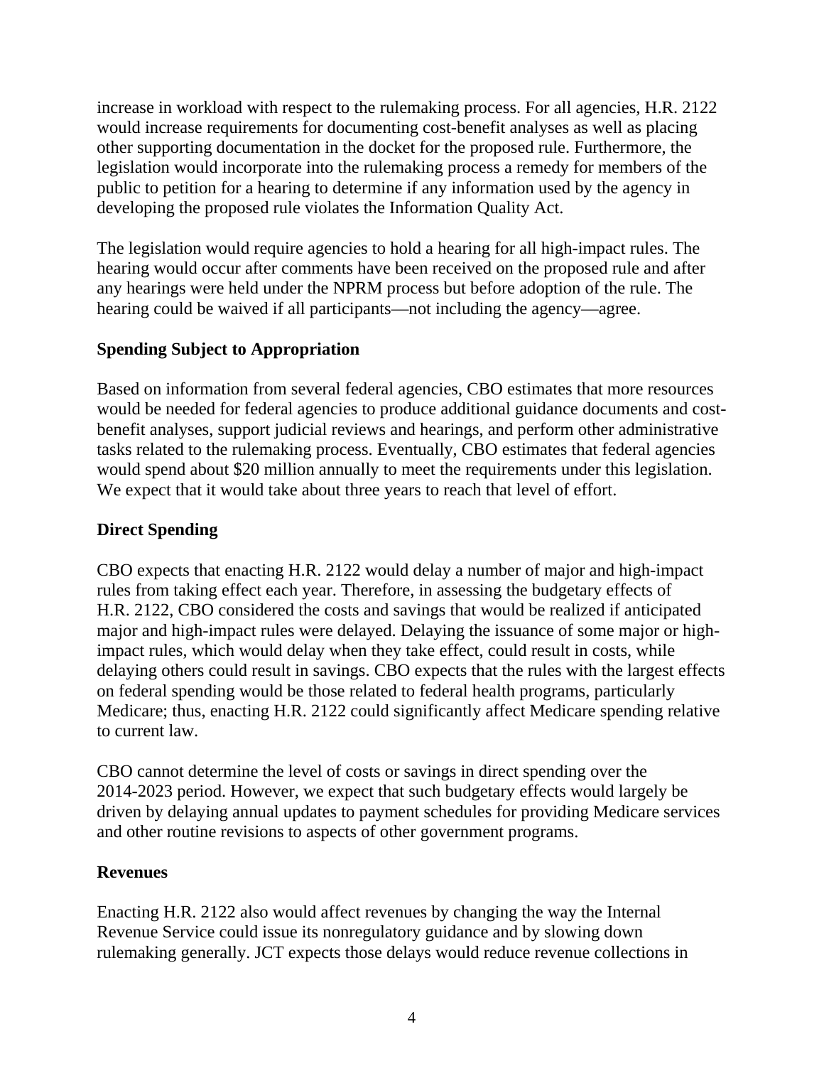increase in workload with respect to the rulemaking process. For all agencies, H.R. 2122 would increase requirements for documenting cost-benefit analyses as well as placing other supporting documentation in the docket for the proposed rule. Furthermore, the legislation would incorporate into the rulemaking process a remedy for members of the public to petition for a hearing to determine if any information used by the agency in developing the proposed rule violates the Information Quality Act.

The legislation would require agencies to hold a hearing for all high-impact rules. The hearing would occur after comments have been received on the proposed rule and after any hearings were held under the NPRM process but before adoption of the rule. The hearing could be waived if all participants—not including the agency—agree.

**Spending Subject to Appropriation**

Based on information from several federal agencies, CBO estimates that more resources would be needed for federal agencies to produce additional guidance documents and cost-benefit analyses, support judicial reviews and hearings, and perform other administrative tasks related to the rulemaking process. Eventually, CBO estimates that federal agencies would spend about $20 million annually to meet the requirements under this legislation. We expect that it would take about three years to reach that level of effort.

**Direct Spending**

CBO expects that enacting H.R. 2122 would delay a number of major and high-impact rules from taking effect each year. Therefore, in assessing the budgetary effects of H.R. 2122, CBO considered the costs and savings that would be realized if anticipated major and high-impact rules were delayed. Delaying the issuance of some major or high-impact rules, which would delay when they take effect, could result in costs, while delaying others could result in savings. CBO expects that the rules with the largest effects on federal spending would be those related to federal health programs, particularly Medicare; thus, enacting H.R. 2122 could significantly affect Medicare spending relative to current law.

CBO cannot determine the level of costs or savings in direct spending over the 2014-2023 period. However, we expect that such budgetary effects would largely be driven by delaying annual updates to payment schedules for providing Medicare services and other routine revisions to aspects of other government programs.

**Revenues**

Enacting H.R. 2122 also would affect revenues by changing the way the Internal Revenue Service could issue its nonregulatory guidance and by slowing down rulemaking generally. JCT expects those delays would reduce revenue collections in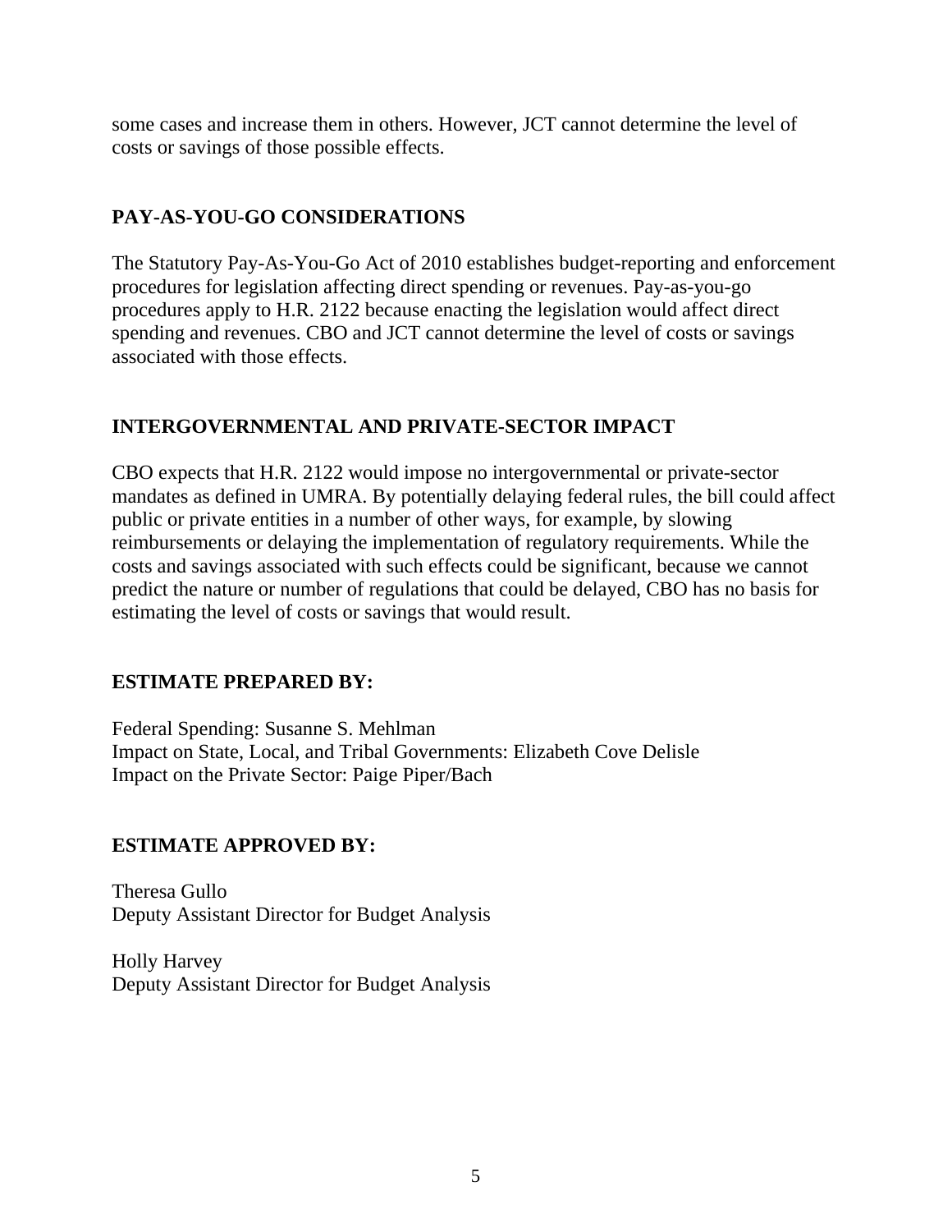some cases and increase them in others. However, JCT cannot determine the level of costs or savings of those possible effects.

## PAY-AS-YOU-GO CONSIDERATIONS

The Statutory Pay-As-You-Go Act of 2010 establishes budget-reporting and enforcement procedures for legislation affecting direct spending or revenues. Pay-as-you-go procedures apply to H.R. 2122 because enacting the legislation would affect direct spending and revenues. CBO and JCT cannot determine the level of costs or savings associated with those effects.

## INTERGOVERNMENTAL AND PRIVATE-SECTOR IMPACT

CBO expects that H.R. 2122 would impose no intergovernmental or private-sector mandates as defined in UMRA. By potentially delaying federal rules, the bill could affect public or private entities in a number of other ways, for example, by slowing reimbursements or delaying the implementation of regulatory requirements. While the costs and savings associated with such effects could be significant, because we cannot predict the nature or number of regulations that could be delayed, CBO has no basis for estimating the level of costs or savings that would result.

## ESTIMATE PREPARED BY:

Federal Spending: Susanne S. Mehlman
Impact on State, Local, and Tribal Governments: Elizabeth Cove Delisle
Impact on the Private Sector: Paige Piper/Bach

## ESTIMATE APPROVED BY:

Theresa Gullo
Deputy Assistant Director for Budget Analysis

Holly Harvey
Deputy Assistant Director for Budget Analysis